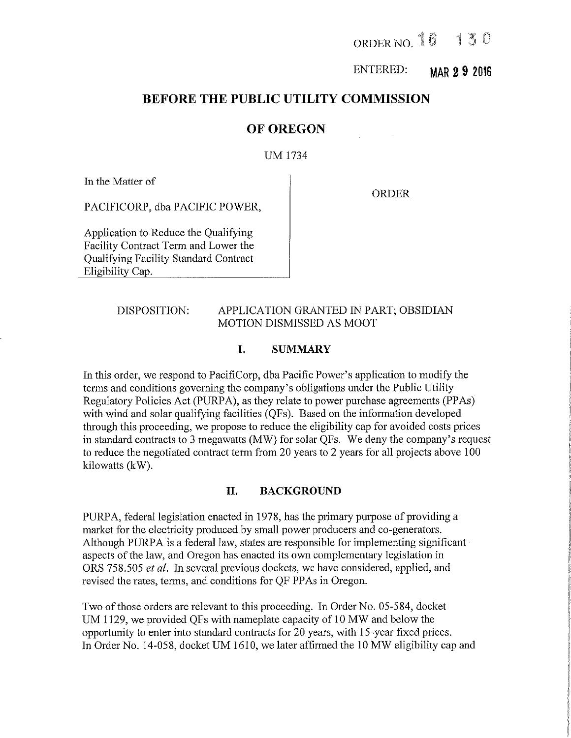ORDER NO. 16 130

ENTERED: MAR 29 2016

# BEFORE THE PUBLIC UTILITY COMMISSION

# OF OREGON

UM 1734

In the Matter of

PACIFICORP, dba PACIFIC POWER,

Application to Reduce the Qualifying Facility Contract Term and Lower the Qualifying Facility Standard Contract Eligibility Cap.

ORDER

DISPOSITION: APPLICATION GRANTED IN PART; OBSIDIAN MOTION DISMISSED AS MOOT

## I. SUMMARY

In this order, we respond to PacifiCorp, dba Pacific Power's application to modify the terms and conditions governing the company's obligations under the Public Utility Regulatory Policies Act (PURPA), as they relate to power purchase agreements (PPAs) with wind and solar qualifying facilities (QFs). Based on the information developed through this proceeding, we propose to reduce the eligibility cap for avoided costs prices in standard contracts to 3 megawatts (MW) for solar QFs. We deny the company's request to reduce the negotiated contract term from 20 years to 2 years for all projects above 100 kilowatts (kW).

## II. BACKGROUND

PURPA, federal legislation enacted in 1978, has the primary purpose of providing a market for the electricity produced by small power producers and co-generators. Although PURPA is a federal law, states are responsible for implementing significant aspects of the law, and Oregon has enacted its own complementary legislation in ORS 758.505 *et al.* In several previous dockets, we have considered, applied, and revised the rates, terms, and conditions for QF PPAs in Oregon.

Two of those orders are relevant to this proceeding. In Order No. 05-584, docket UM 1129, we provided QFs with nameplate capacity of 10 MW and below the opportunity to enter into standard contracts for 20 years, with 15-year fixed prices. In Order No. 14-058, docket UM 1610, we later affirmed the 10 MW eligibility cap and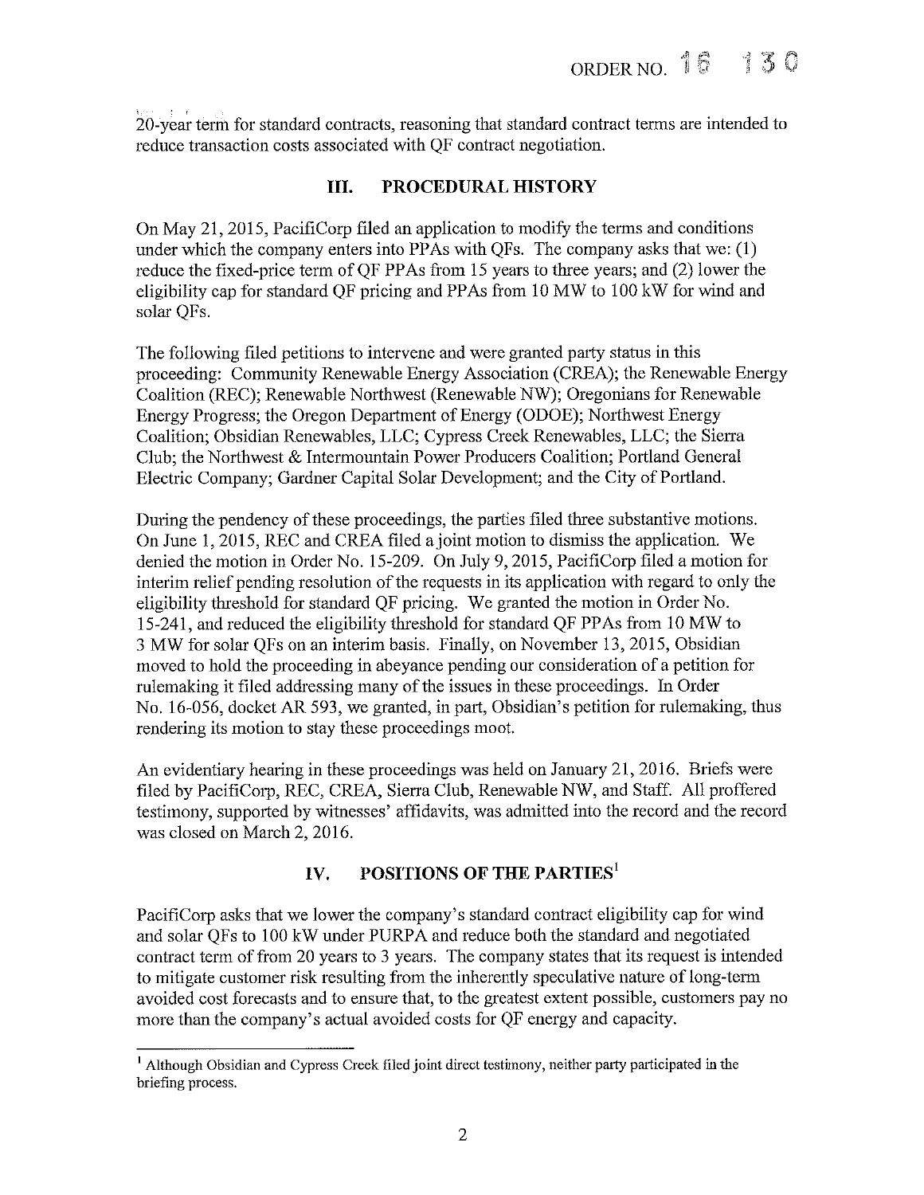20-year term for standard contracts, reasoning that standard contract terms are intended to reduce transaction costs associated with QF contract negotiation.

## III. PROCEDURAL HISTORY

On May 21, 2015, PacifiCorp filed an application to modify the terms and conditions under which the company enters into PPAs with QFs. The company asks that we: (1) reduce the fixed-price term of QF PPAs from 15 years to three years; and (2) lower the eligibility cap for standard QF pricing and PPAs from 10 MW to 100 kW for wind and solar QFs.

The following filed petitions to intervene and were granted party status in this proceeding: Community Renewable Energy Association (CREA); the Renewable Energy Coalition (REC); Renewable Northwest (Renewable NW); Oregonians for Renewable Energy Progress; the Oregon Department of Energy (ODOE); Northwest Energy Coalition; Obsidian Renewables, LLC; Cypress Creek Renewables, LLC; the Sierra Club; the Northwest & Intermountain Power Producers Coalition; Portland General Electric Company; Gardner Capital Solar Development; and the City of Portland.

During the pendency of these proceedings, the parties filed three substantive motions. On June 1, 2015, REC and CREA filed a joint motion to dismiss the application. We denied the motion in Order No. 15-209. On July 9, 2015, PacifiCorp filed a motion for interim relief pending resolution of the requests in its application with regard to only the eligibility threshold for standard QF pricing. We granted the motion in Order No. 15-241, and reduced the eligibility threshold for standard QF PPAs from 10 MW to 3 MW for solar QFs on an interim basis. Finally, on November 13, 2015, Obsidian moved to hold the proceeding in abeyance pending our consideration of a petition for rulemaking it filed addressing many of the issues in these proceedings. In Order No. 16-056, docket AR 593, we granted, in part, Obsidian's petition for rulemaking, thus rendering its motion to stay these proceedings moot.

An evidentiary hearing in these proceedings was held on January 21, 2016. Briefs were filed by PacifiCorp, REC, CREA, Sierra Club, Renewable NW, and Staff. All proffered testimony, supported by witnesses' affidavits, was admitted into the record and the record was closed on March 2, 2016.

## IV. POSITIONS OF THE PARTIES[1]

PacifiCorp asks that we lower the company's standard contract eligibility cap for wind and solar QFs to 100 kW under PURPA and reduce both the standard and negotiated contract term of from 20 years to 3 years. The company states that its request is intended to mitigate customer risk resulting from the inherently speculative nature of long-term avoided cost forecasts and to ensure that, to the greatest extent possible, customers pay no more than the company's actual avoided costs for QF energy and capacity.

---

[1] Although Obsidian and Cypress Creek filed joint direct testimony, neither party participated in the briefing process.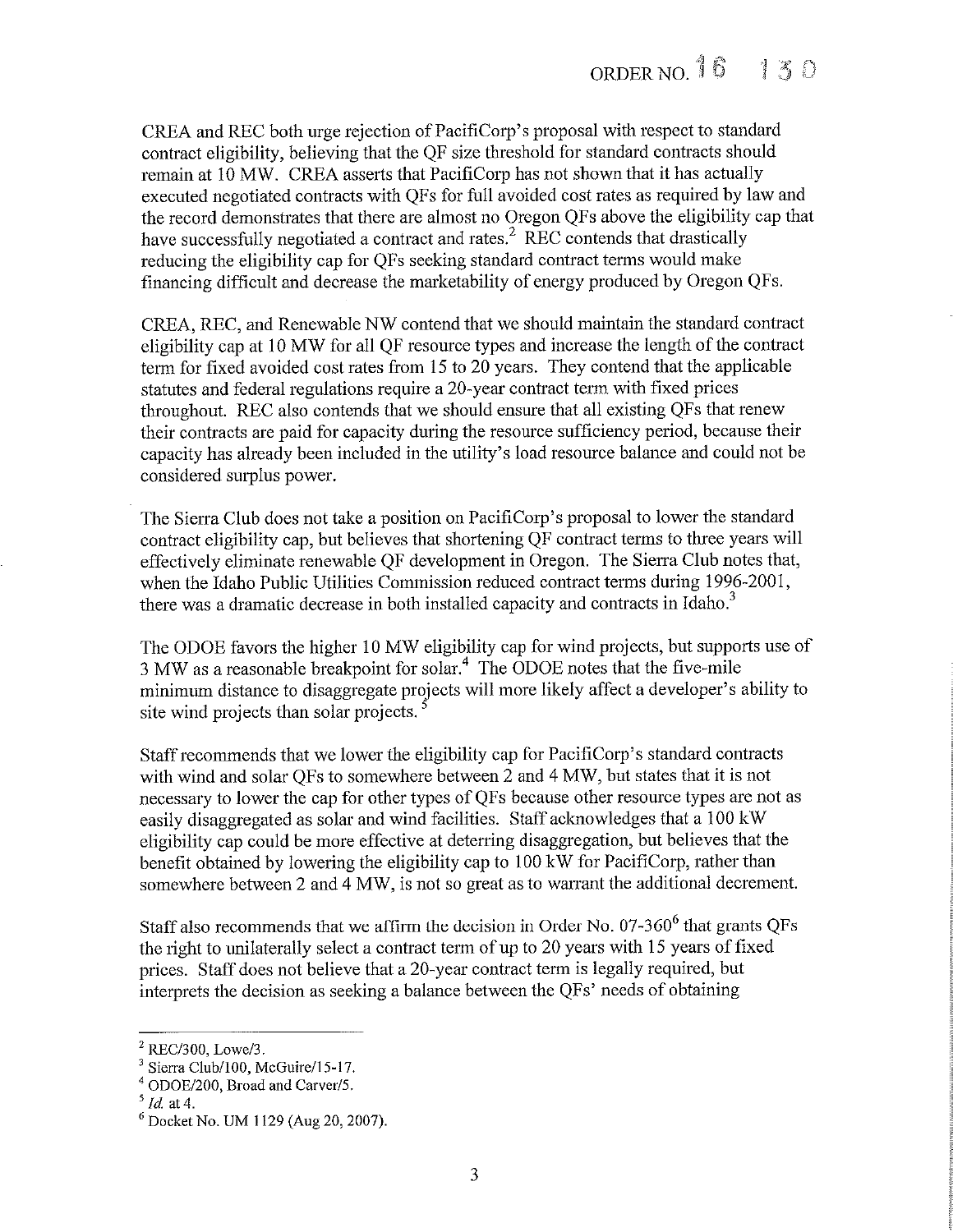CREA and REC both urge rejection of PacifiCorp's proposal with respect to standard contract eligibility, believing that the QF size threshold for standard contracts should remain at 10 MW. CREA asserts that PacifiCorp has not shown that it has actually executed negotiated contracts with QFs for full avoided cost rates as required by law and the record demonstrates that there are almost no Oregon QFs above the eligibility cap that have successfully negotiated a contract and rates.[2] REC contends that drastically reducing the eligibility cap for QFs seeking standard contract terms would make financing difficult and decrease the marketability of energy produced by Oregon QFs.

CREA, REC, and Renewable NW contend that we should maintain the standard contract eligibility cap at 10 MW for all QF resource types and increase the length of the contract term for fixed avoided cost rates from 15 to 20 years. They contend that the applicable statutes and federal regulations require a 20-year contract term with fixed prices throughout. REC also contends that we should ensure that all existing QFs that renew their contracts are paid for capacity during the resource sufficiency period, because their capacity has already been included in the utility's load resource balance and could not be considered surplus power.

The Sierra Club does not take a position on PacifiCorp's proposal to lower the standard contract eligibility cap, but believes that shortening QF contract terms to three years will effectively eliminate renewable QF development in Oregon. The Sierra Club notes that, when the Idaho Public Utilities Commission reduced contract terms during 1996-2001, there was a dramatic decrease in both installed capacity and contracts in Idaho.[3]

The ODOE favors the higher 10 MW eligibility cap for wind projects, but supports use of 3 MW as a reasonable breakpoint for solar.[4] The ODOE notes that the five-mile minimum distance to disaggregate projects will more likely affect a developer's ability to site wind projects than solar projects.[5]

Staff recommends that we lower the eligibility cap for PacifiCorp's standard contracts with wind and solar QFs to somewhere between 2 and 4 MW, but states that it is not necessary to lower the cap for other types of QFs because other resource types are not as easily disaggregated as solar and wind facilities. Staff acknowledges that a 100 kW eligibility cap could be more effective at deterring disaggregation, but believes that the benefit obtained by lowering the eligibility cap to 100 kW for PacifiCorp, rather than somewhere between 2 and 4 MW, is not so great as to warrant the additional decrement.

Staff also recommends that we affirm the decision in Order No. 07-360[6] that grants QFs the right to unilaterally select a contract term of up to 20 years with 15 years of fixed prices. Staff does not believe that a 20-year contract term is legally required, but interprets the decision as seeking a balance between the QFs' needs of obtaining

---

[2] REC/300, Lowe/3.

[3] Sierra Club/100, McGuire/15-17.

[4] ODOE/200, Broad and Carver/5.

[5] *Id.* at 4.

[6] Docket No. UM 1129 (Aug 20, 2007).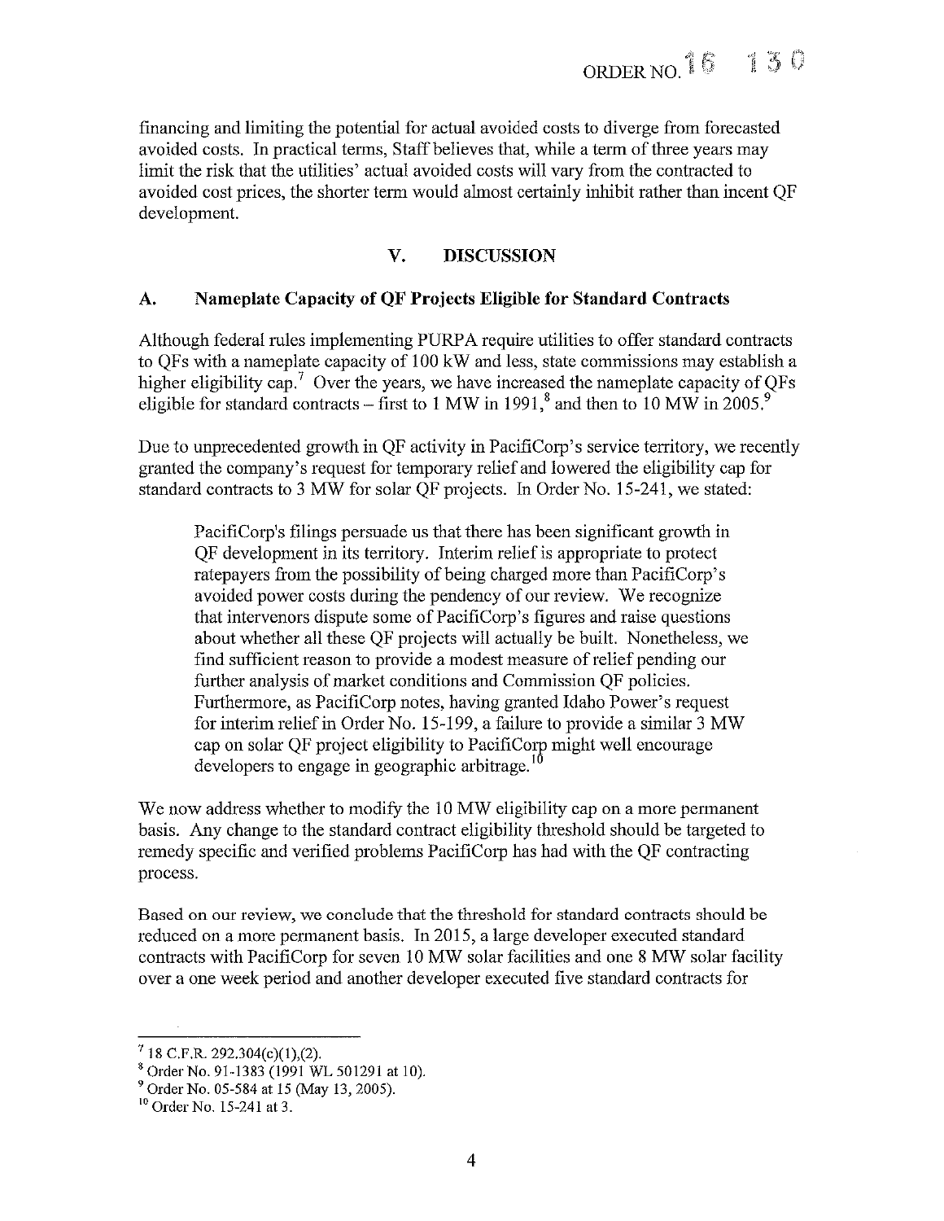financing and limiting the potential for actual avoided costs to diverge from forecasted avoided costs. In practical terms, Staff believes that, while a term of three years may limit the risk that the utilities' actual avoided costs will vary from the contracted to avoided cost prices, the shorter term would almost certainly inhibit rather than incent QF development.

## V. DISCUSSION

### A. Nameplate Capacity of QF Projects Eligible for Standard Contracts

Although federal rules implementing PURPA require utilities to offer standard contracts to QFs with a nameplate capacity of 100 kW and less, state commissions may establish a higher eligibility cap.[7] Over the years, we have increased the nameplate capacity of QFs eligible for standard contracts – first to 1 MW in 1991,[8] and then to 10 MW in 2005.[9]

Due to unprecedented growth in QF activity in PacifiCorp's service territory, we recently granted the company's request for temporary relief and lowered the eligibility cap for standard contracts to 3 MW for solar QF projects. In Order No. 15-241, we stated:

> PacifiCorp's filings persuade us that there has been significant growth in QF development in its territory. Interim relief is appropriate to protect ratepayers from the possibility of being charged more than PacifiCorp's avoided power costs during the pendency of our review. We recognize that intervenors dispute some of PacifiCorp's figures and raise questions about whether all these QF projects will actually be built. Nonetheless, we find sufficient reason to provide a modest measure of relief pending our further analysis of market conditions and Commission QF policies. Furthermore, as PacifiCorp notes, having granted Idaho Power's request for interim relief in Order No. 15-199, a failure to provide a similar 3 MW cap on solar QF project eligibility to PacifiCorp might well encourage developers to engage in geographic arbitrage.[10]

We now address whether to modify the 10 MW eligibility cap on a more permanent basis. Any change to the standard contract eligibility threshold should be targeted to remedy specific and verified problems PacifiCorp has had with the QF contracting process.

Based on our review, we conclude that the threshold for standard contracts should be reduced on a more permanent basis. In 2015, a large developer executed standard contracts with PacifiCorp for seven 10 MW solar facilities and one 8 MW solar facility over a one week period and another developer executed five standard contracts for

---

[7] 18 C.F.R. 292.304(c)(1),(2).

[8] Order No. 91-1383 (1991 WL 501291 at 10).

[9] Order No. 05-584 at 15 (May 13, 2005).

[10] Order No. 15-241 at 3.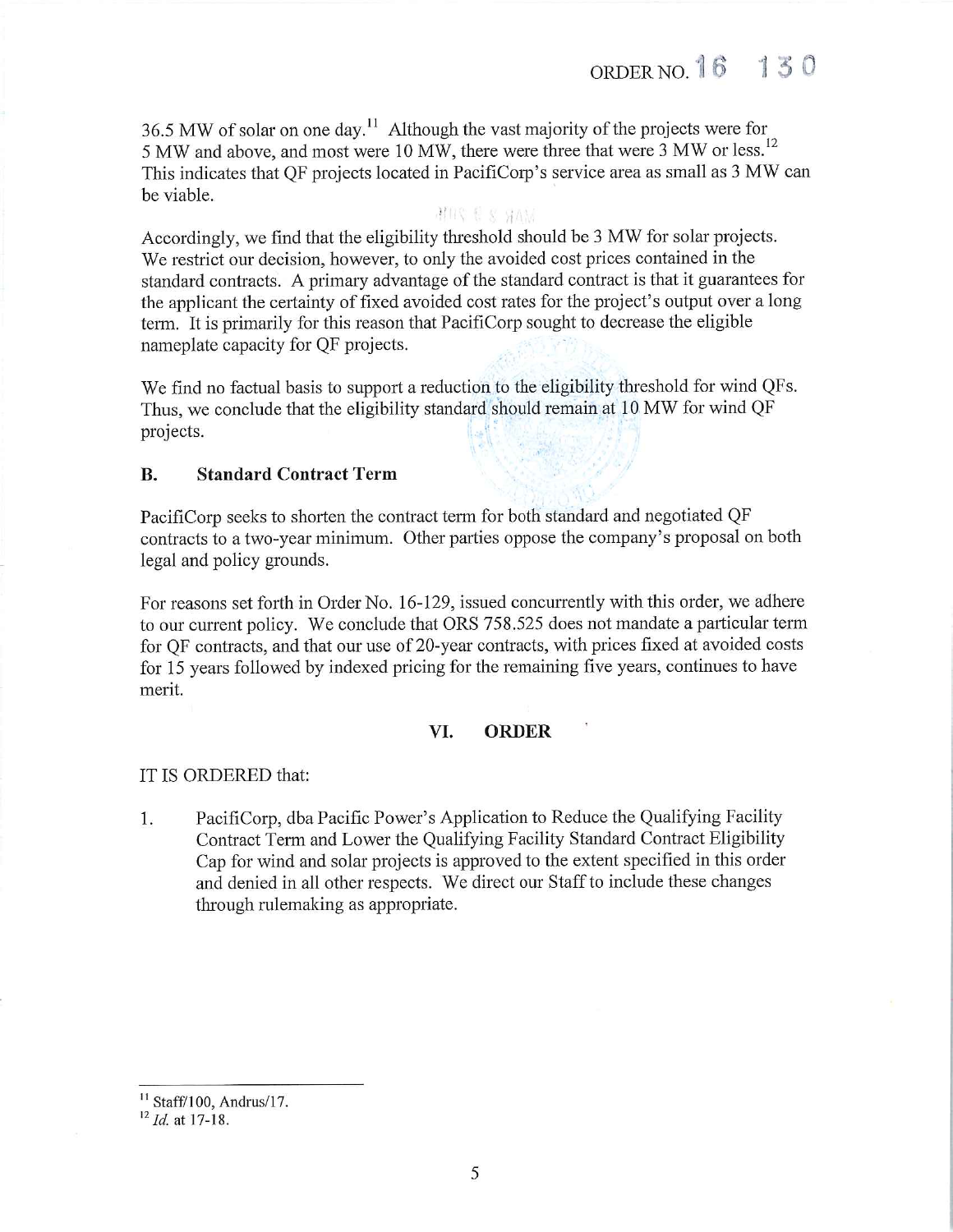36.5 MW of solar on one day.[11] Although the vast majority of the projects were for 5 MW and above, and most were 10 MW, there were three that were 3 MW or less.[12] This indicates that QF projects located in PacifiCorp's service area as small as 3 MW can be viable.

Accordingly, we find that the eligibility threshold should be 3 MW for solar projects. We restrict our decision, however, to only the avoided cost prices contained in the standard contracts. A primary advantage of the standard contract is that it guarantees for the applicant the certainty of fixed avoided cost rates for the project's output over a long term. It is primarily for this reason that PacifiCorp sought to decrease the eligible nameplate capacity for QF projects.

We find no factual basis to support a reduction to the eligibility threshold for wind QFs. Thus, we conclude that the eligibility standard should remain at 10 MW for wind QF projects.

### B. Standard Contract Term

PacifiCorp seeks to shorten the contract term for both standard and negotiated QF contracts to a two-year minimum. Other parties oppose the company's proposal on both legal and policy grounds.

For reasons set forth in Order No. 16-129, issued concurrently with this order, we adhere to our current policy. We conclude that ORS 758.525 does not mandate a particular term for QF contracts, and that our use of 20-year contracts, with prices fixed at avoided costs for 15 years followed by indexed pricing for the remaining five years, continues to have merit.

## VI. ORDER

IT IS ORDERED that:

1. PacifiCorp, dba Pacific Power's Application to Reduce the Qualifying Facility Contract Term and Lower the Qualifying Facility Standard Contract Eligibility Cap for wind and solar projects is approved to the extent specified in this order and denied in all other respects. We direct our Staff to include these changes through rulemaking as appropriate.

---

[11] Staff/100, Andrus/17.

[12] *Id.* at 17-18.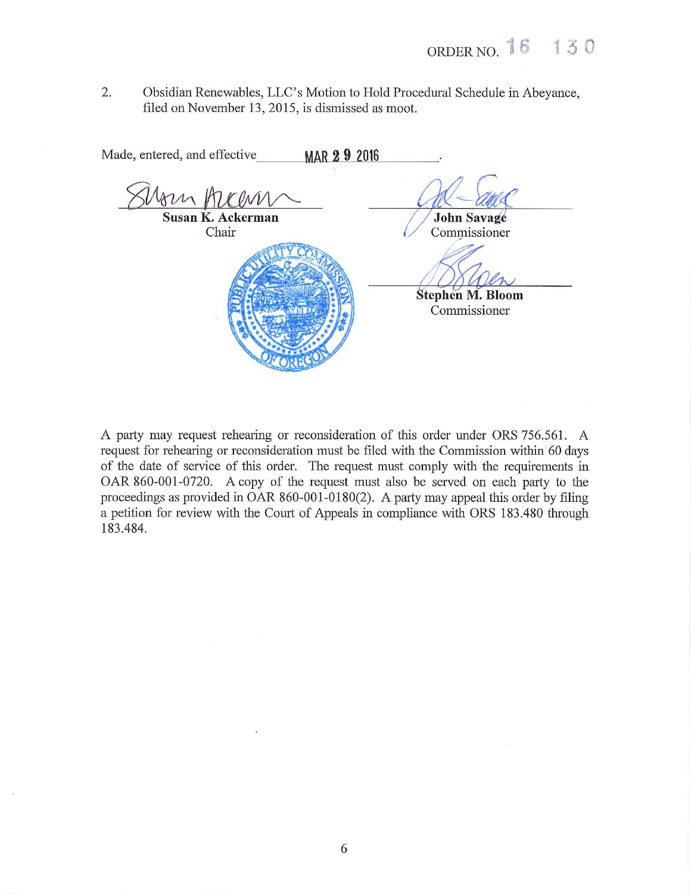ORDER NO. 16 130

2. Obsidian Renewables, LLC's Motion to Hold Procedural Schedule in Abeyance, filed on November 13, 2015, is dismissed as moot.

Made, entered, and effective MAR 29 2016.

**Susan K. Ackerman**
Chair

**John Savage**
Commissioner

**Stephen M. Bloom**
Commissioner

A party may request rehearing or reconsideration of this order under ORS 756.561. A request for rehearing or reconsideration must be filed with the Commission within 60 days of the date of service of this order. The request must comply with the requirements in OAR 860-001-0720. A copy of the request must also be served on each party to the proceedings as provided in OAR 860-001-0180(2). A party may appeal this order by filing a petition for review with the Court of Appeals in compliance with ORS 183.480 through 183.484.